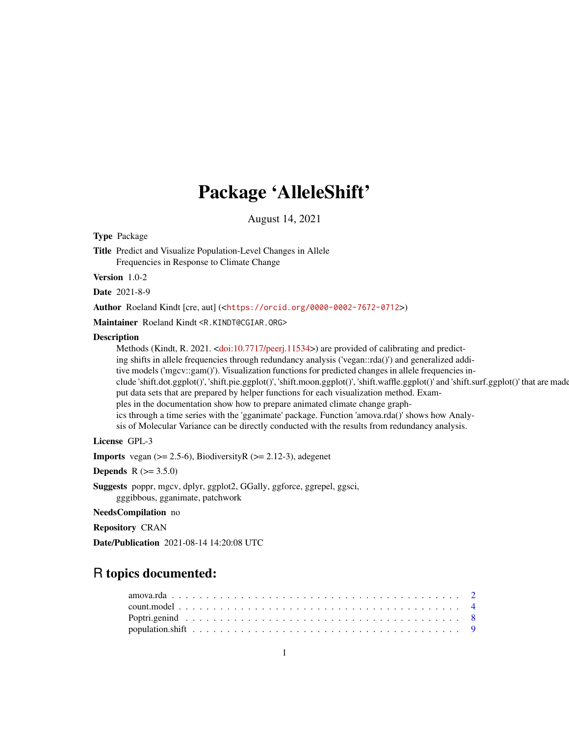# Package 'AlleleShift'

August 14, 2021

**Type** Package

**Title** Predict and Visualize Population-Level Changes in Allele Frequencies in Response to Climate Change

**Version** 1.0-2

**Date** 2021-8-9

**Author** Roeland Kindt [cre, aut] (<https://orcid.org/0000-0002-7672-0712>)

**Maintainer** Roeland Kindt <R.KINDT@CGIAR.ORG>

**Description**
Methods (Kindt, R. 2021. <doi:10.7717/peerj.11534>) are provided of calibrating and predicting shifts in allele frequencies through redundancy analysis ('vegan::rda()') and generalized additive models ('mgcv::gam()'). Visualization functions for predicted changes in allele frequencies include 'shift.dot.ggplot()', 'shift.pie.ggplot()', 'shift.moon.ggplot()', 'shift.waffle.ggplot()' and 'shift.surf.ggplot()' that are made with input data sets that are prepared by helper functions for each visualization method. Examples in the documentation show how to prepare animated climate change graphics through a time series with the 'gganimate' package. Function 'amova.rda()' shows how Analysis of Molecular Variance can be directly conducted with the results from redundancy analysis.

**License** GPL-3

**Imports** vegan (>= 2.5-6), BiodiversityR (>= 2.12-3), adegenet

**Depends** R (>= 3.5.0)

**Suggests** poppr, mgcv, dplyr, ggplot2, GGally, ggforce, ggrepel, ggsci, gggibbous, gganimate, patchwork

**NeedsCompilation** no

**Repository** CRAN

**Date/Publication** 2021-08-14 14:20:08 UTC

## R topics documented:

amova.rda . . . . . . . . . . . . . . . . . . . . . . . . . . . . . . . . . . . . . . . . . 2
count.model . . . . . . . . . . . . . . . . . . . . . . . . . . . . . . . . . . . . . . . . 4
Poptri.genind . . . . . . . . . . . . . . . . . . . . . . . . . . . . . . . . . . . . . . . 8
population.shift . . . . . . . . . . . . . . . . . . . . . . . . . . . . . . . . . . . . . . 9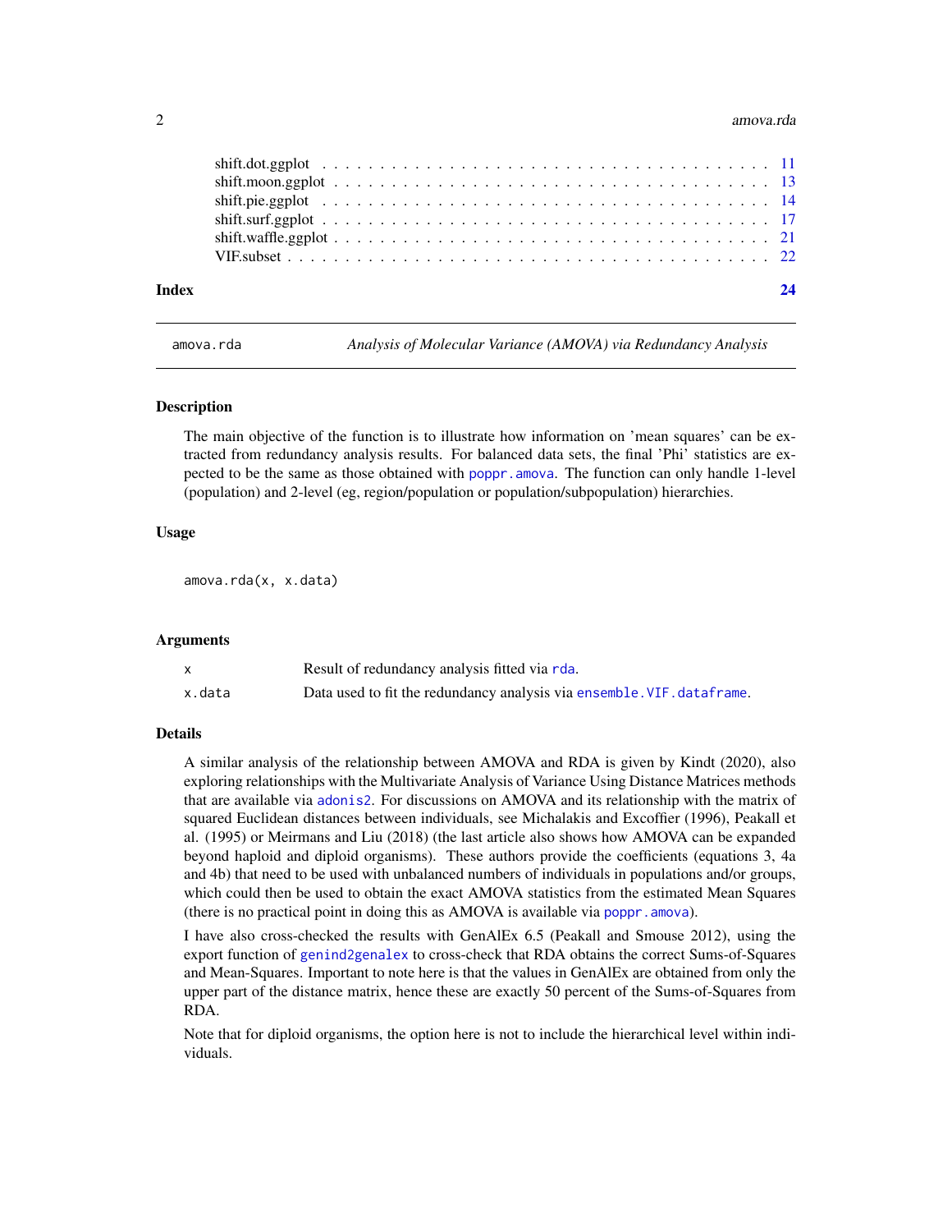shift.dot.ggplot . . . . . . . . . . . . . . . . . . . . . . . . . . . . . . . . . . . . . 11
shift.moon.ggplot . . . . . . . . . . . . . . . . . . . . . . . . . . . . . . . . . . . . . 13
shift.pie.ggplot . . . . . . . . . . . . . . . . . . . . . . . . . . . . . . . . . . . . . 14
shift.surf.ggplot . . . . . . . . . . . . . . . . . . . . . . . . . . . . . . . . . . . . . 17
shift.waffle.ggplot . . . . . . . . . . . . . . . . . . . . . . . . . . . . . . . . . . . . . 21
VIF.subset . . . . . . . . . . . . . . . . . . . . . . . . . . . . . . . . . . . . . 22

**Index** **24**

---

`amova.rda` *Analysis of Molecular Variance (AMOVA) via Redundancy Analysis*

---

### Description

The main objective of the function is to illustrate how information on 'mean squares' can be extracted from redundancy analysis results. For balanced data sets, the final 'Phi' statistics are expected to be the same as those obtained with `poppr.amova`. The function can only handle 1-level (population) and 2-level (eg, region/population or population/subpopulation) hierarchies.

### Usage

```
amova.rda(x, x.data)
```

### Arguments

| | |
|---|---|
| `x` | Result of redundancy analysis fitted via `rda`. |
| `x.data` | Data used to fit the redundancy analysis via `ensemble.VIF.dataframe`. |

### Details

A similar analysis of the relationship between AMOVA and RDA is given by Kindt (2020), also exploring relationships with the Multivariate Analysis of Variance Using Distance Matrices methods that are available via `adonis2`. For discussions on AMOVA and its relationship with the matrix of squared Euclidean distances between individuals, see Michalakis and Excoffier (1996), Peakall et al. (1995) or Meirmans and Liu (2018) (the last article also shows how AMOVA can be expanded beyond haploid and diploid organisms). These authors provide the coefficients (equations 3, 4a and 4b) that need to be used with unbalanced numbers of individuals in populations and/or groups, which could then be used to obtain the exact AMOVA statistics from the estimated Mean Squares (there is no practical point in doing this as AMOVA is available via `poppr.amova`).

I have also cross-checked the results with GenAlEx 6.5 (Peakall and Smouse 2012), using the export function of `genind2genalex` to cross-check that RDA obtains the correct Sums-of-Squares and Mean-Squares. Important to note here is that the values in GenAlEx are obtained from only the upper part of the distance matrix, hence these are exactly 50 percent of the Sums-of-Squares from RDA.

Note that for diploid organisms, the option here is not to include the hierarchical level within individuals.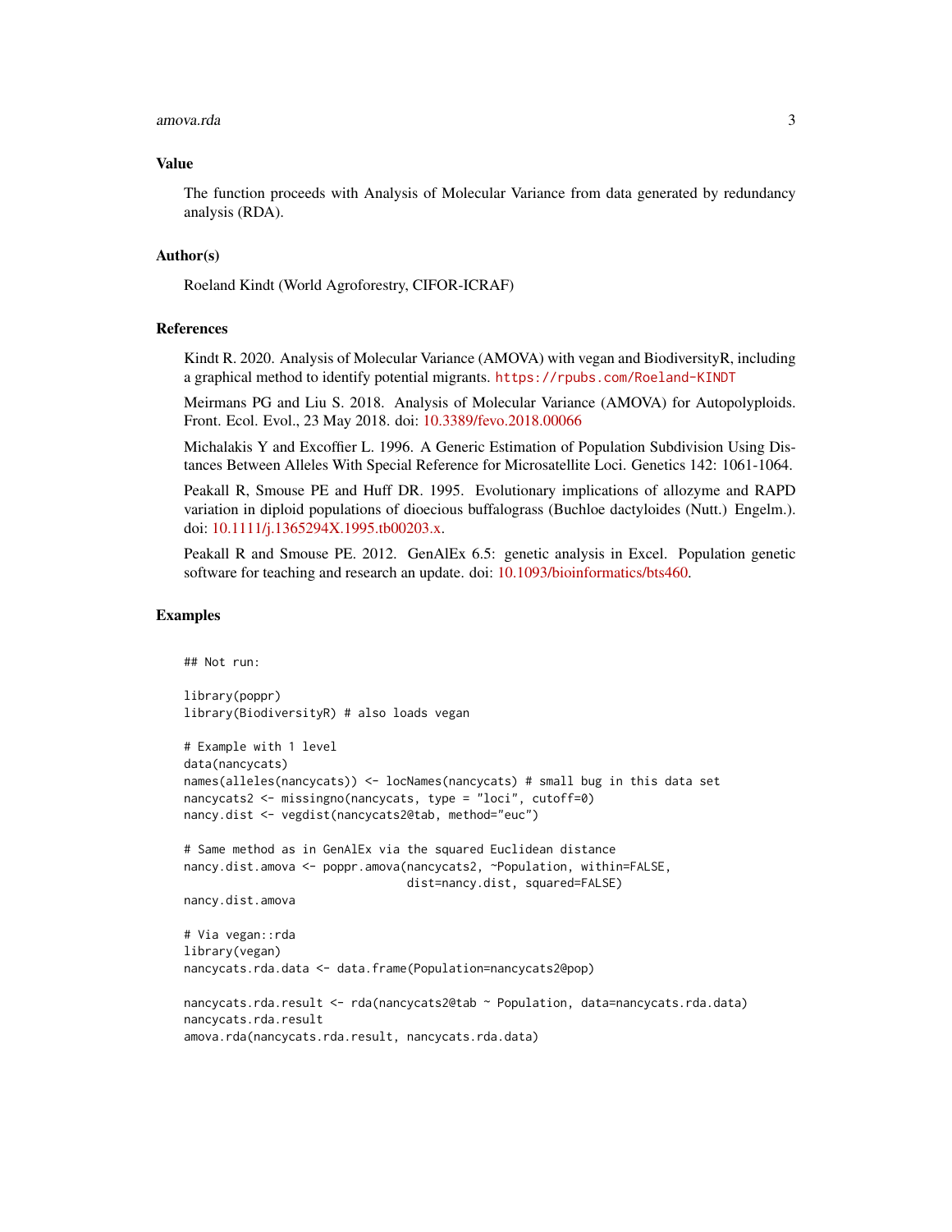## Value

The function proceeds with Analysis of Molecular Variance from data generated by redundancy analysis (RDA).

## Author(s)

Roeland Kindt (World Agroforestry, CIFOR-ICRAF)

## References

Kindt R. 2020. Analysis of Molecular Variance (AMOVA) with vegan and BiodiversityR, including a graphical method to identify potential migrants. https://rpubs.com/Roeland-KINDT

Meirmans PG and Liu S. 2018. Analysis of Molecular Variance (AMOVA) for Autopolyploids. Front. Ecol. Evol., 23 May 2018. doi: 10.3389/fevo.2018.00066

Michalakis Y and Excoffier L. 1996. A Generic Estimation of Population Subdivision Using Distances Between Alleles With Special Reference for Microsatellite Loci. Genetics 142: 1061-1064.

Peakall R, Smouse PE and Huff DR. 1995. Evolutionary implications of allozyme and RAPD variation in diploid populations of dioecious buffalograss (Buchloe dactyloides (Nutt.) Engelm.). doi: 10.1111/j.1365294X.1995.tb00203.x.

Peakall R and Smouse PE. 2012. GenAlEx 6.5: genetic analysis in Excel. Population genetic software for teaching and research an update. doi: 10.1093/bioinformatics/bts460.

## Examples

```
## Not run:

library(poppr)
library(BiodiversityR) # also loads vegan

# Example with 1 level
data(nancycats)
names(alleles(nancycats)) <- locNames(nancycats) # small bug in this data set
nancycats2 <- missingno(nancycats, type = "loci", cutoff=0)
nancy.dist <- vegdist(nancycats2@tab, method="euc")

# Same method as in GenAlEx via the squared Euclidean distance
nancy.dist.amova <- poppr.amova(nancycats2, ~Population, within=FALSE,
                                dist=nancy.dist, squared=FALSE)
nancy.dist.amova

# Via vegan::rda
library(vegan)
nancycats.rda.data <- data.frame(Population=nancycats2@pop)

nancycats.rda.result <- rda(nancycats2@tab ~ Population, data=nancycats.rda.data)
nancycats.rda.result
amova.rda(nancycats.rda.result, nancycats.rda.data)
```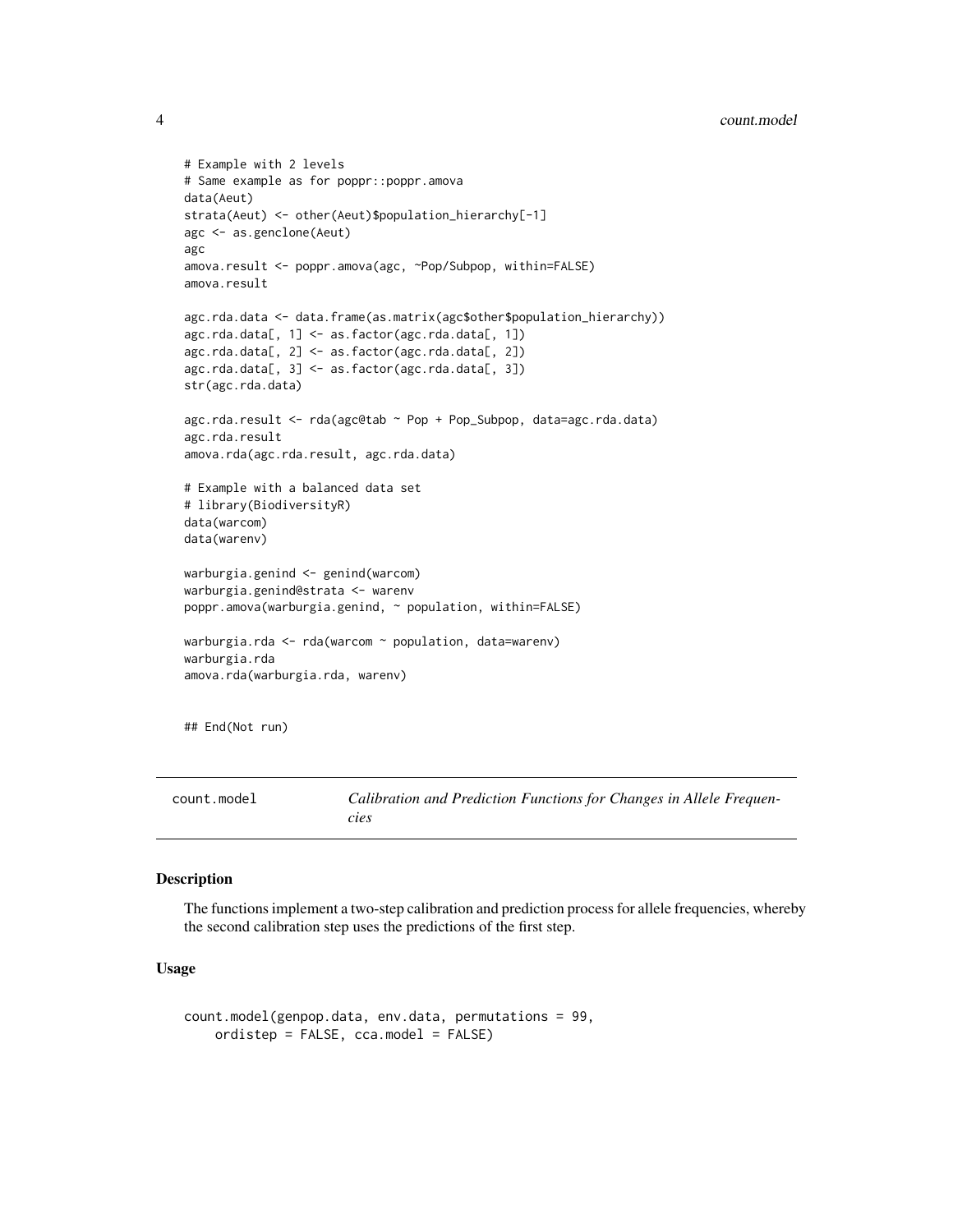```
# Example with 2 levels
# Same example as for poppr::poppr.amova
data(Aeut)
strata(Aeut) <- other(Aeut)$population_hierarchy[-1]
agc <- as.genclone(Aeut)
agc
amova.result <- poppr.amova(agc, ~Pop/Subpop, within=FALSE)
amova.result

agc.rda.data <- data.frame(as.matrix(agc$other$population_hierarchy))
agc.rda.data[, 1] <- as.factor(agc.rda.data[, 1])
agc.rda.data[, 2] <- as.factor(agc.rda.data[, 2])
agc.rda.data[, 3] <- as.factor(agc.rda.data[, 3])
str(agc.rda.data)

agc.rda.result <- rda(agc@tab ~ Pop + Pop_Subpop, data=agc.rda.data)
agc.rda.result
amova.rda(agc.rda.result, agc.rda.data)

# Example with a balanced data set
# library(BiodiversityR)
data(warcom)
data(warenv)

warburgia.genind <- genind(warcom)
warburgia.genind@strata <- warenv
poppr.amova(warburgia.genind, ~ population, within=FALSE)

warburgia.rda <- rda(warcom ~ population, data=warenv)
warburgia.rda
amova.rda(warburgia.rda, warenv)


## End(Not run)
```

## count.model — *Calibration and Prediction Functions for Changes in Allele Frequencies*

### Description

The functions implement a two-step calibration and prediction process for allele frequencies, whereby the second calibration step uses the predictions of the first step.

### Usage

```
count.model(genpop.data, env.data, permutations = 99,
    ordistep = FALSE, cca.model = FALSE)
```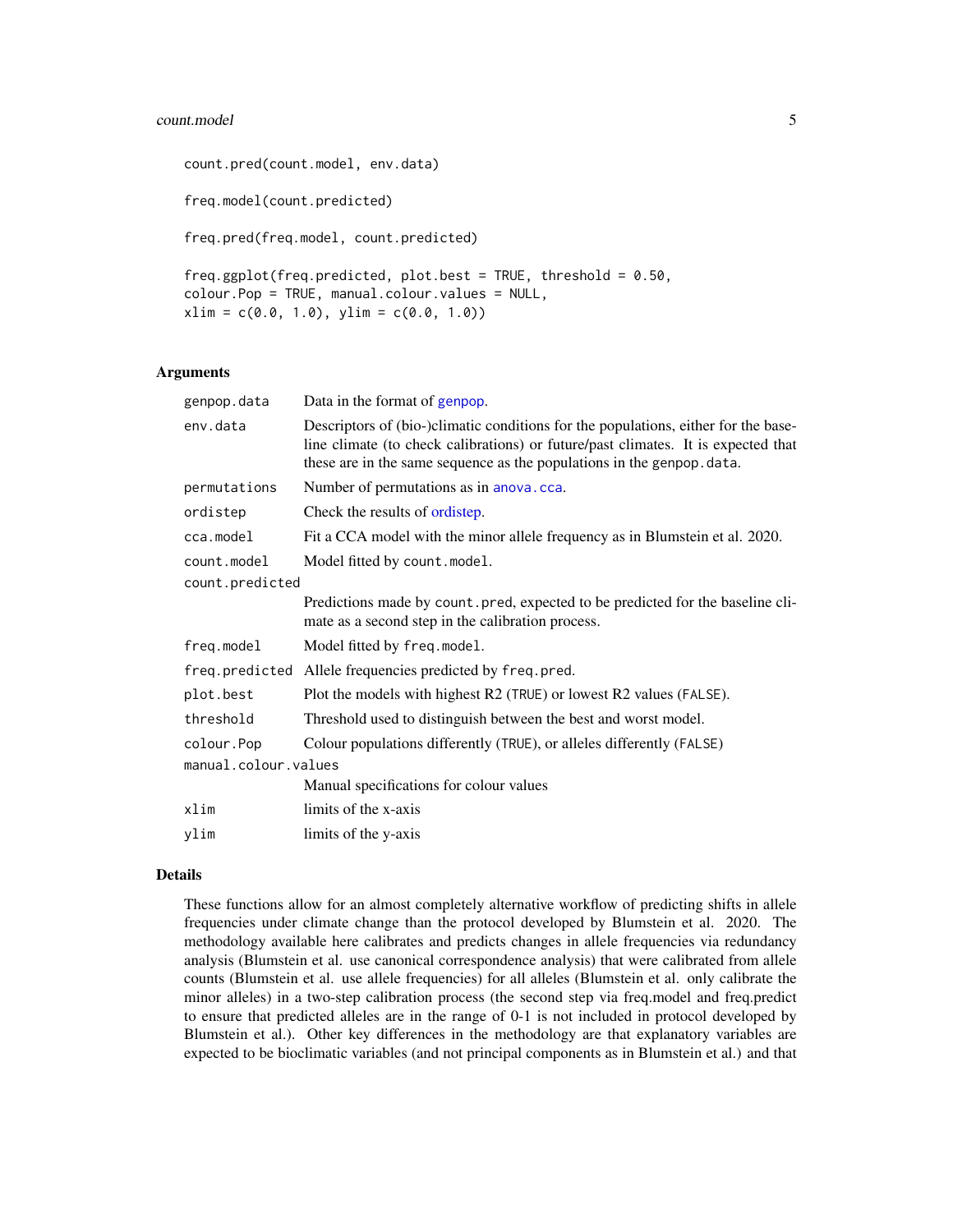```
count.pred(count.model, env.data)

freq.model(count.predicted)

freq.pred(freq.model, count.predicted)

freq.ggplot(freq.predicted, plot.best = TRUE, threshold = 0.50,
colour.Pop = TRUE, manual.colour.values = NULL,
xlim = c(0.0, 1.0), ylim = c(0.0, 1.0))
```

## Arguments

| | |
|---|---|
| `genpop.data` | Data in the format of genpop. |
| `env.data` | Descriptors of (bio-)climatic conditions for the populations, either for the baseline climate (to check calibrations) or future/past climates. It is expected that these are in the same sequence as the populations in the `genpop.data`. |
| `permutations` | Number of permutations as in `anova.cca`. |
| `ordistep` | Check the results of ordistep. |
| `cca.model` | Fit a CCA model with the minor allele frequency as in Blumstein et al. 2020. |
| `count.model` | Model fitted by `count.model`. |
| `count.predicted` | Predictions made by `count.pred`, expected to be predicted for the baseline climate as a second step in the calibration process. |
| `freq.model` | Model fitted by `freq.model`. |
| `freq.predicted` | Allele frequencies predicted by `freq.pred`. |
| `plot.best` | Plot the models with highest R2 (`TRUE`) or lowest R2 values (`FALSE`). |
| `threshold` | Threshold used to distinguish between the best and worst model. |
| `colour.Pop` | Colour populations differently (`TRUE`), or alleles differently (`FALSE`) |
| `manual.colour.values` | Manual specifications for colour values |
| `xlim` | limits of the x-axis |
| `ylim` | limits of the y-axis |

## Details

These functions allow for an almost completely alternative workflow of predicting shifts in allele frequencies under climate change than the protocol developed by Blumstein et al. 2020. The methodology available here calibrates and predicts changes in allele frequencies via redundancy analysis (Blumstein et al. use canonical correspondence analysis) that were calibrated from allele counts (Blumstein et al. use allele frequencies) for all alleles (Blumstein et al. only calibrate the minor alleles) in a two-step calibration process (the second step via freq.model and freq.predict to ensure that predicted alleles are in the range of 0-1 is not included in protocol developed by Blumstein et al.). Other key differences in the methodology are that explanatory variables are expected to be bioclimatic variables (and not principal components as in Blumstein et al.) and that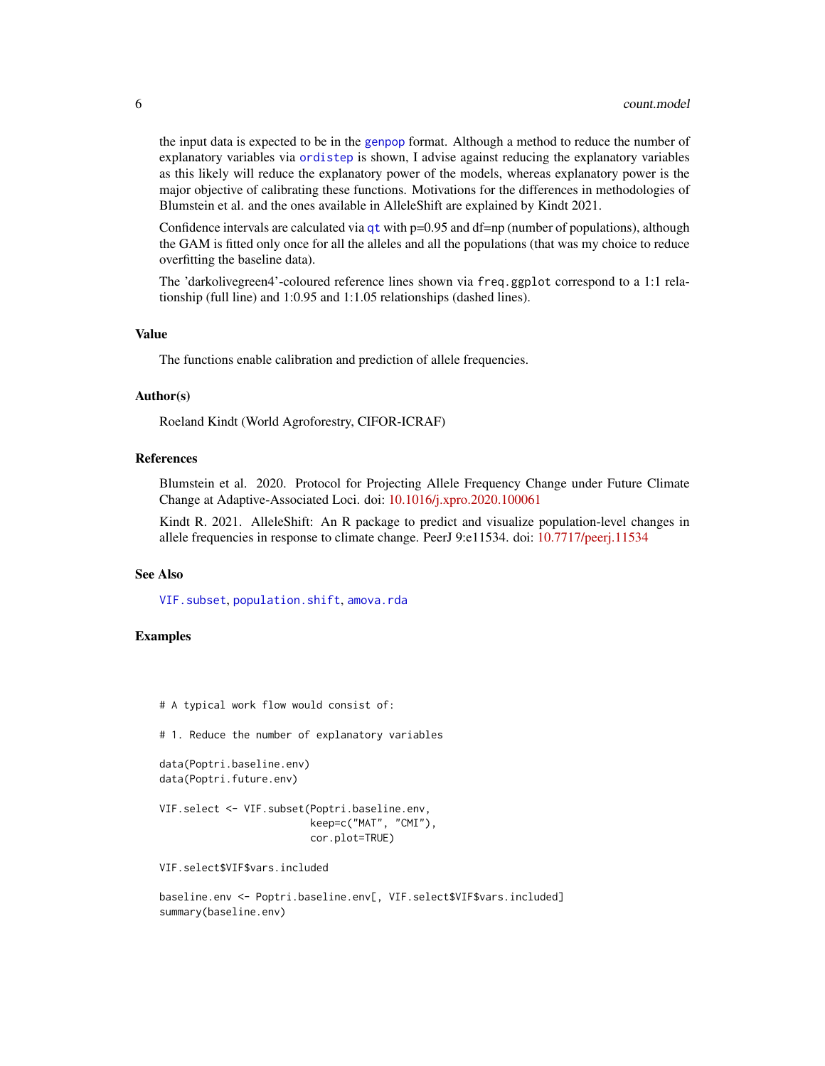the input data is expected to be in the genpop format. Although a method to reduce the number of explanatory variables via ordistep is shown, I advise against reducing the explanatory variables as this likely will reduce the explanatory power of the models, whereas explanatory power is the major objective of calibrating these functions. Motivations for the differences in methodologies of Blumstein et al. and the ones available in AlleleShift are explained by Kindt 2021.

Confidence intervals are calculated via qt with p=0.95 and df=np (number of populations), although the GAM is fitted only once for all the alleles and all the populations (that was my choice to reduce overfitting the baseline data).

The 'darkolivegreen4'-coloured reference lines shown via `freq.ggplot` correspond to a 1:1 relationship (full line) and 1:0.95 and 1:1.05 relationships (dashed lines).

### Value

The functions enable calibration and prediction of allele frequencies.

### Author(s)

Roeland Kindt (World Agroforestry, CIFOR-ICRAF)

### References

Blumstein et al. 2020. Protocol for Projecting Allele Frequency Change under Future Climate Change at Adaptive-Associated Loci. doi: 10.1016/j.xpro.2020.100061

Kindt R. 2021. AlleleShift: An R package to predict and visualize population-level changes in allele frequencies in response to climate change. PeerJ 9:e11534. doi: 10.7717/peerj.11534

### See Also

`VIF.subset`, `population.shift`, `amova.rda`

### Examples

```
# A typical work flow would consist of:

# 1. Reduce the number of explanatory variables

data(Poptri.baseline.env)
data(Poptri.future.env)

VIF.select <- VIF.subset(Poptri.baseline.env,
                         keep=c("MAT", "CMI"),
                         cor.plot=TRUE)

VIF.select$VIF$vars.included

baseline.env <- Poptri.baseline.env[, VIF.select$VIF$vars.included]
summary(baseline.env)
```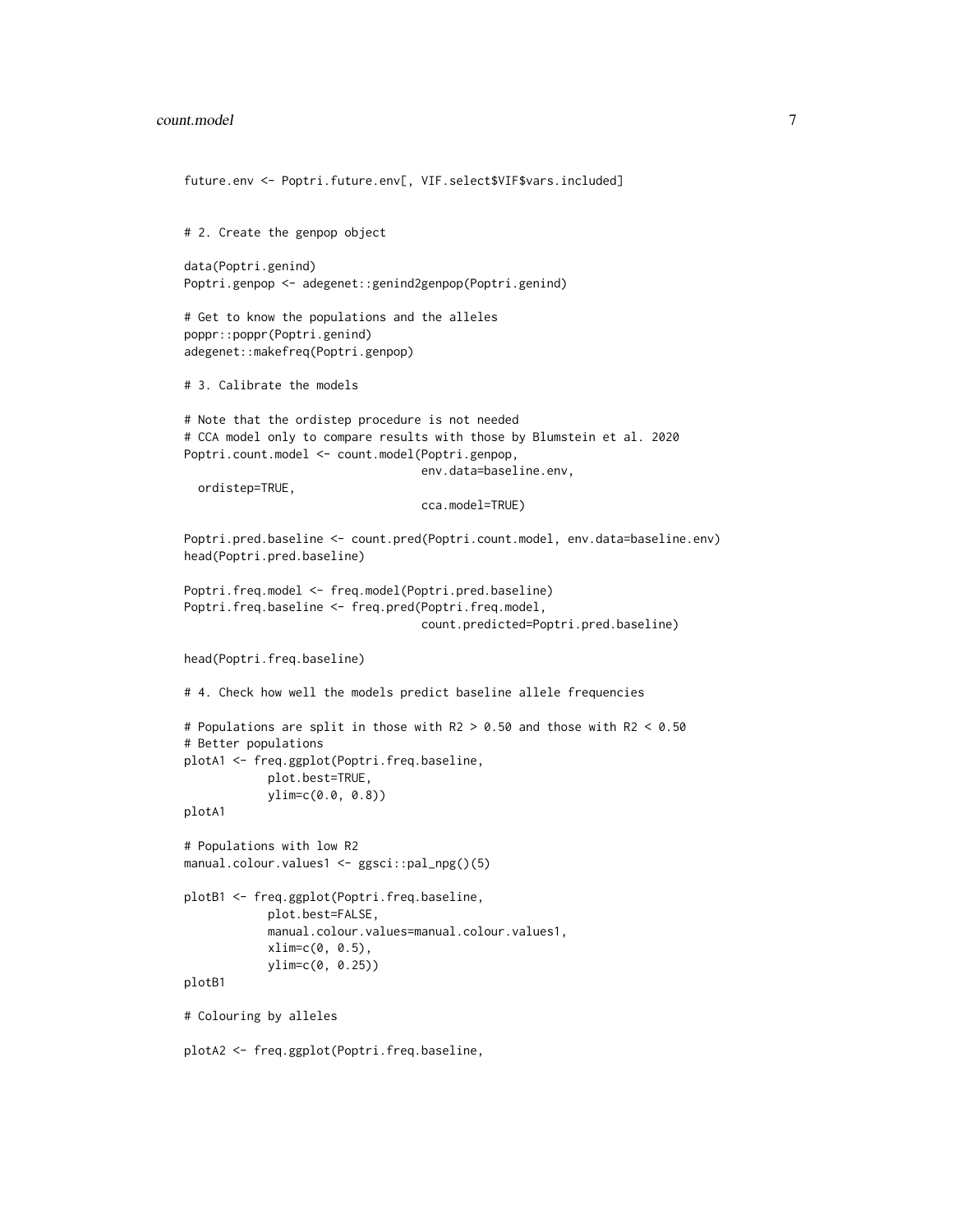```
future.env <- Poptri.future.env[, VIF.select$VIF$vars.included]


# 2. Create the genpop object

data(Poptri.genind)
Poptri.genpop <- adegenet::genind2genpop(Poptri.genind)

# Get to know the populations and the alleles
poppr::poppr(Poptri.genind)
adegenet::makefreq(Poptri.genpop)

# 3. Calibrate the models

# Note that the ordistep procedure is not needed
# CCA model only to compare results with those by Blumstein et al. 2020
Poptri.count.model <- count.model(Poptri.genpop,
                                  env.data=baseline.env,
  ordistep=TRUE,
                                  cca.model=TRUE)

Poptri.pred.baseline <- count.pred(Poptri.count.model, env.data=baseline.env)
head(Poptri.pred.baseline)

Poptri.freq.model <- freq.model(Poptri.pred.baseline)
Poptri.freq.baseline <- freq.pred(Poptri.freq.model,
                                  count.predicted=Poptri.pred.baseline)

head(Poptri.freq.baseline)

# 4. Check how well the models predict baseline allele frequencies

# Populations are split in those with R2 > 0.50 and those with R2 < 0.50
# Better populations
plotA1 <- freq.ggplot(Poptri.freq.baseline,
            plot.best=TRUE,
            ylim=c(0.0, 0.8))
plotA1

# Populations with low R2
manual.colour.values1 <- ggsci::pal_npg()(5)

plotB1 <- freq.ggplot(Poptri.freq.baseline,
            plot.best=FALSE,
            manual.colour.values=manual.colour.values1,
            xlim=c(0, 0.5),
            ylim=c(0, 0.25))
plotB1

# Colouring by alleles

plotA2 <- freq.ggplot(Poptri.freq.baseline,
```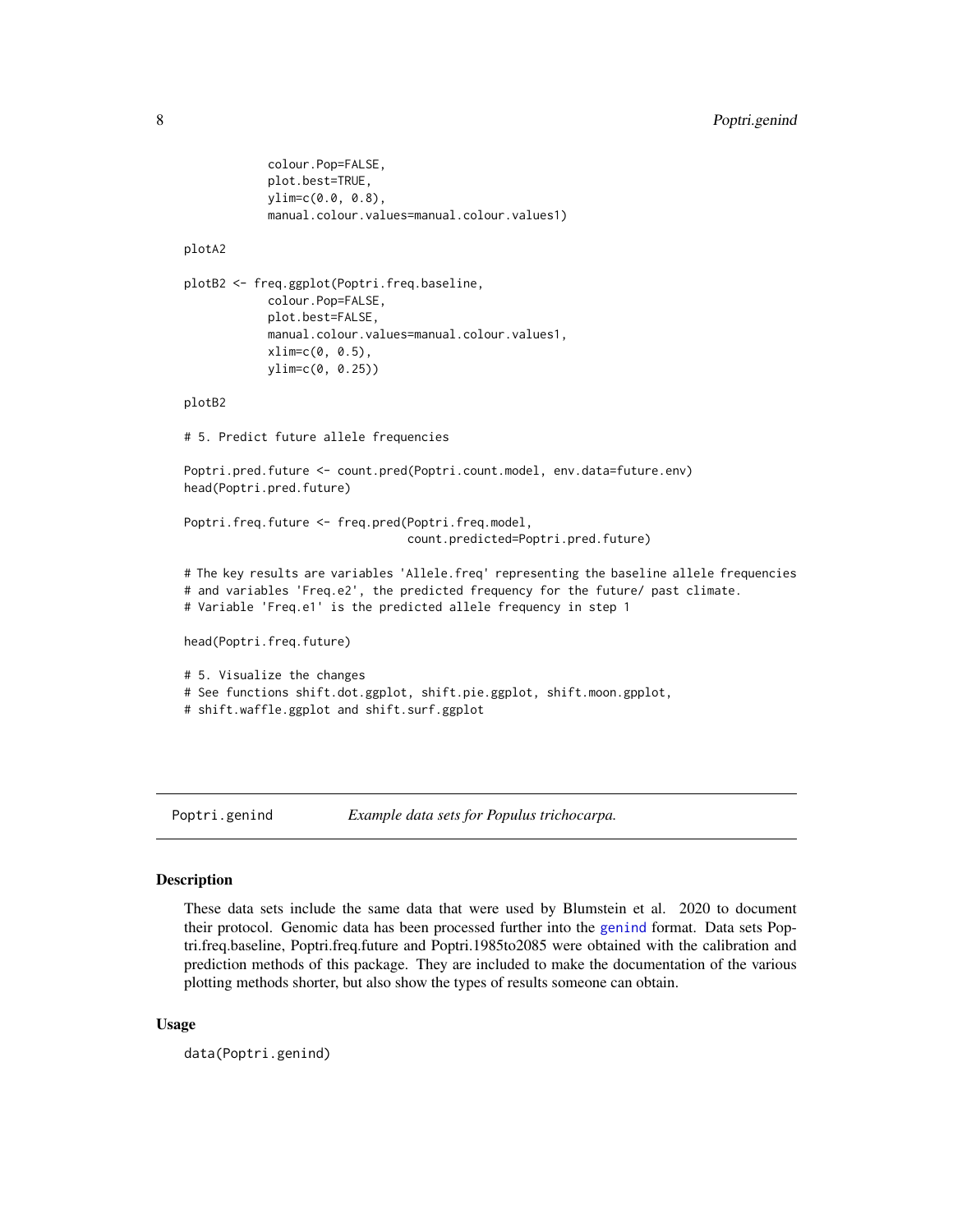```
            colour.Pop=FALSE,
            plot.best=TRUE,
            ylim=c(0.0, 0.8),
            manual.colour.values=manual.colour.values1)

plotA2

plotB2 <- freq.ggplot(Poptri.freq.baseline,
            colour.Pop=FALSE,
            plot.best=FALSE,
            manual.colour.values=manual.colour.values1,
            xlim=c(0, 0.5),
            ylim=c(0, 0.25))

plotB2

# 5. Predict future allele frequencies

Poptri.pred.future <- count.pred(Poptri.count.model, env.data=future.env)
head(Poptri.pred.future)

Poptri.freq.future <- freq.pred(Poptri.freq.model,
                                count.predicted=Poptri.pred.future)

# The key results are variables 'Allele.freq' representing the baseline allele frequencies
# and variables 'Freq.e2', the predicted frequency for the future/ past climate.
# Variable 'Freq.e1' is the predicted allele frequency in step 1

head(Poptri.freq.future)

# 5. Visualize the changes
# See functions shift.dot.ggplot, shift.pie.ggplot, shift.moon.gpplot,
# shift.waffle.ggplot and shift.surf.ggplot
```

## Poptri.genind — *Example data sets for Populus trichocarpa.*

### Description

These data sets include the same data that were used by Blumstein et al. 2020 to document their protocol. Genomic data has been processed further into the genind format. Data sets Poptri.freq.baseline, Poptri.freq.future and Poptri.1985to2085 were obtained with the calibration and prediction methods of this package. They are included to make the documentation of the various plotting methods shorter, but also show the types of results someone can obtain.

### Usage

```
data(Poptri.genind)
```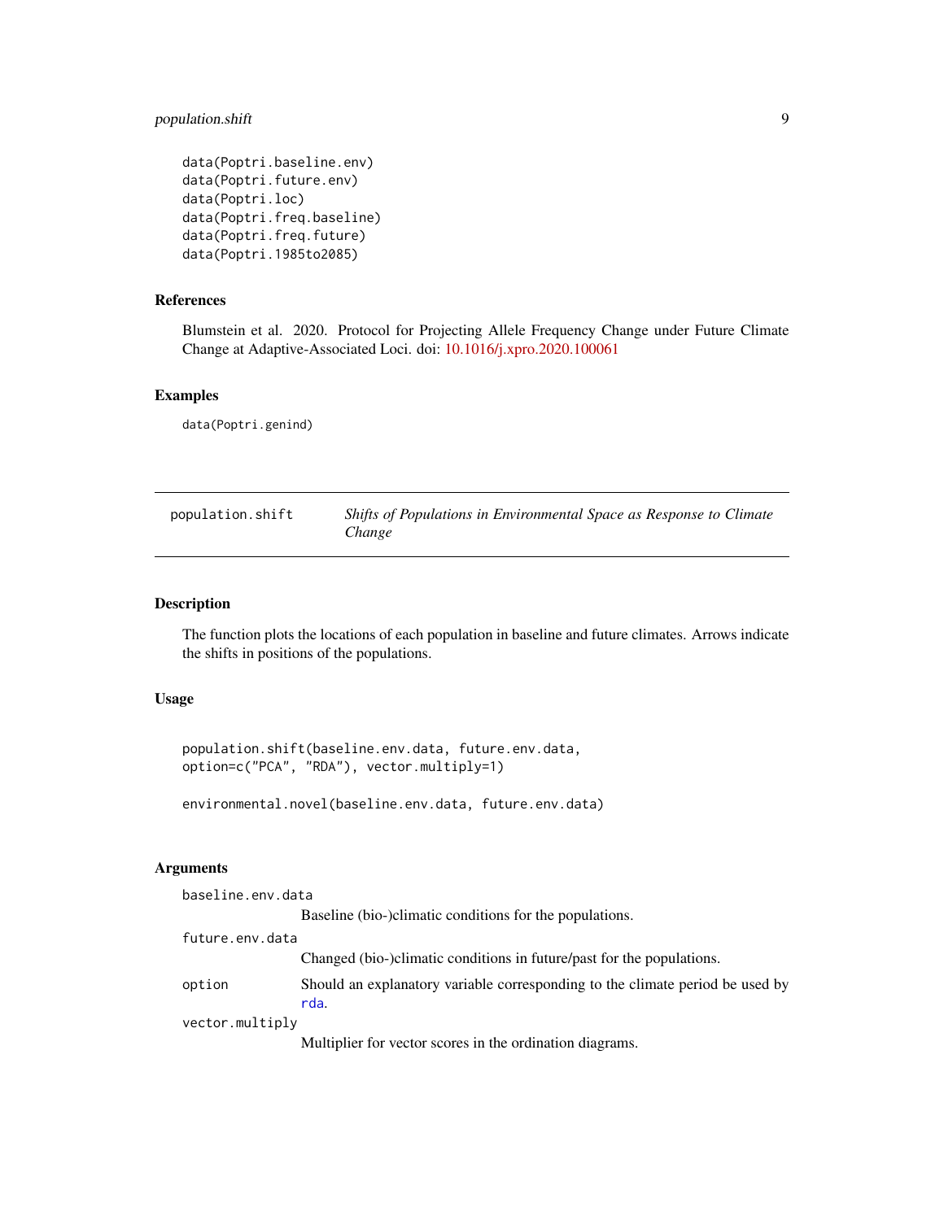```
data(Poptri.baseline.env)
data(Poptri.future.env)
data(Poptri.loc)
data(Poptri.freq.baseline)
data(Poptri.freq.future)
data(Poptri.1985to2085)
```

### References

Blumstein et al. 2020. Protocol for Projecting Allele Frequency Change under Future Climate Change at Adaptive-Associated Loci. doi: 10.1016/j.xpro.2020.100061

### Examples

```
data(Poptri.genind)
```

---

## population.shift — *Shifts of Populations in Environmental Space as Response to Climate Change*

---

### Description

The function plots the locations of each population in baseline and future climates. Arrows indicate the shifts in positions of the populations.

### Usage

```
population.shift(baseline.env.data, future.env.data,
option=c("PCA", "RDA"), vector.multiply=1)

environmental.novel(baseline.env.data, future.env.data)
```

### Arguments

`baseline.env.data`
: Baseline (bio-)climatic conditions for the populations.

`future.env.data`
: Changed (bio-)climatic conditions in future/past for the populations.

`option`
: Should an explanatory variable corresponding to the climate period be used by `rda`.

`vector.multiply`
: Multiplier for vector scores in the ordination diagrams.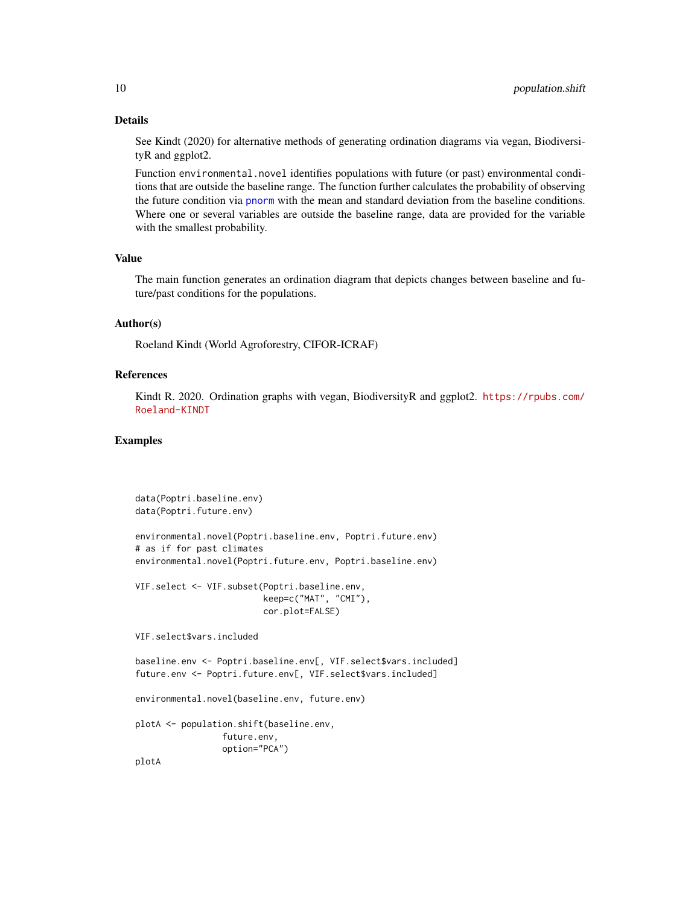## Details

See Kindt (2020) for alternative methods of generating ordination diagrams via vegan, BiodiversityR and ggplot2.

Function `environmental.novel` identifies populations with future (or past) environmental conditions that are outside the baseline range. The function further calculates the probability of observing the future condition via `pnorm` with the mean and standard deviation from the baseline conditions. Where one or several variables are outside the baseline range, data are provided for the variable with the smallest probability.

## Value

The main function generates an ordination diagram that depicts changes between baseline and future/past conditions for the populations.

## Author(s)

Roeland Kindt (World Agroforestry, CIFOR-ICRAF)

## References

Kindt R. 2020. Ordination graphs with vegan, BiodiversityR and ggplot2. https://rpubs.com/Roeland-KINDT

## Examples

```
data(Poptri.baseline.env)
data(Poptri.future.env)

environmental.novel(Poptri.baseline.env, Poptri.future.env)
# as if for past climates
environmental.novel(Poptri.future.env, Poptri.baseline.env)

VIF.select <- VIF.subset(Poptri.baseline.env,
                         keep=c("MAT", "CMI"),
                         cor.plot=FALSE)

VIF.select$vars.included

baseline.env <- Poptri.baseline.env[, VIF.select$vars.included]
future.env <- Poptri.future.env[, VIF.select$vars.included]

environmental.novel(baseline.env, future.env)

plotA <- population.shift(baseline.env,
                 future.env,
                 option="PCA")
plotA
```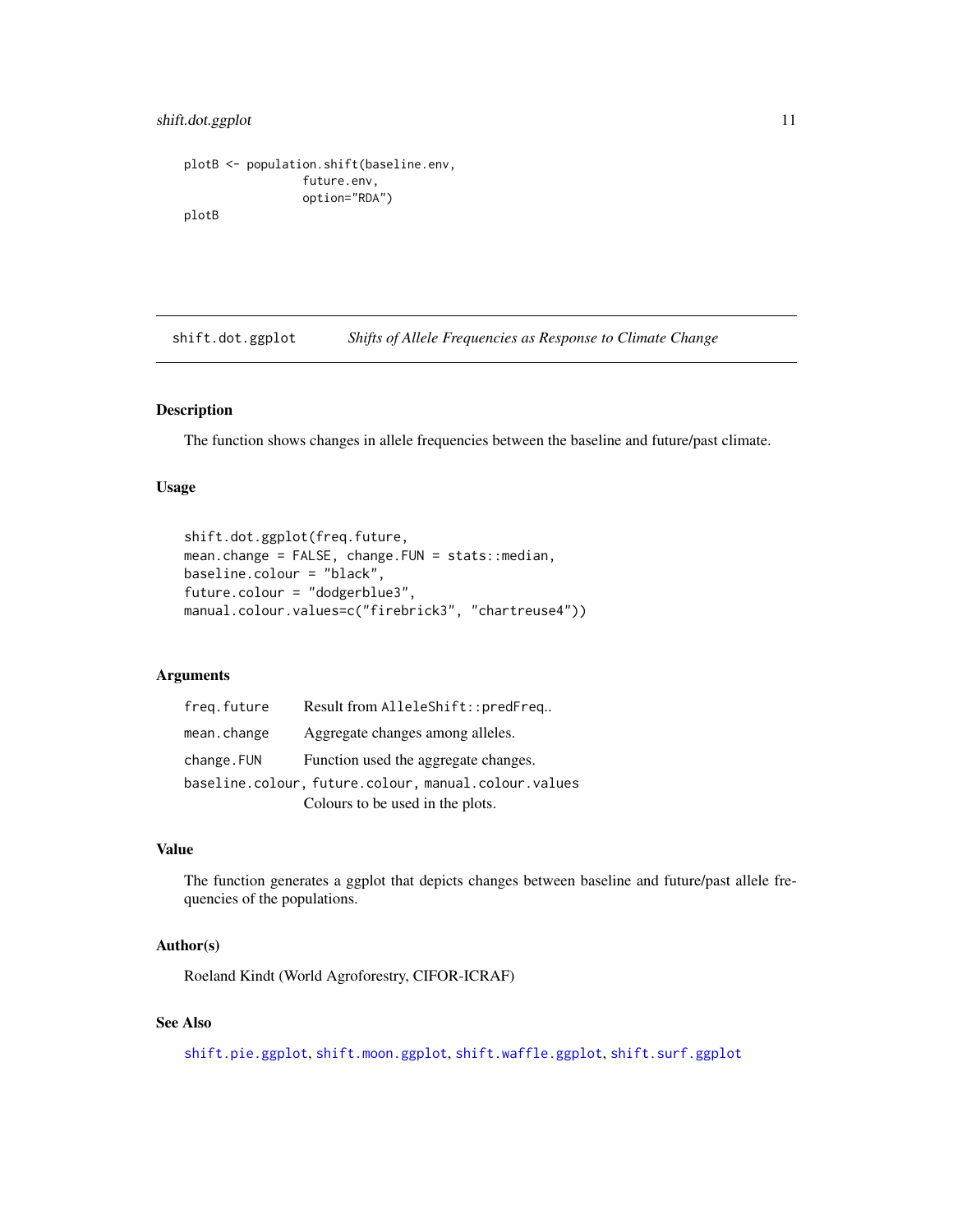```
plotB <- population.shift(baseline.env,
                future.env,
                option="RDA")
plotB
```

## shift.dot.ggplot — *Shifts of Allele Frequencies as Response to Climate Change*

### Description

The function shows changes in allele frequencies between the baseline and future/past climate.

### Usage

```
shift.dot.ggplot(freq.future,
mean.change = FALSE, change.FUN = stats::median,
baseline.colour = "black",
future.colour = "dodgerblue3",
manual.colour.values=c("firebrick3", "chartreuse4"))
```

### Arguments

| | |
|---|---|
| `freq.future` | Result from `AlleleShift::predFreq`.. |
| `mean.change` | Aggregate changes among alleles. |
| `change.FUN` | Function used the aggregate changes. |
| `baseline.colour, future.colour, manual.colour.values` | Colours to be used in the plots. |

### Value

The function generates a ggplot that depicts changes between baseline and future/past allele frequencies of the populations.

### Author(s)

Roeland Kindt (World Agroforestry, CIFOR-ICRAF)

### See Also

`shift.pie.ggplot`, `shift.moon.ggplot`, `shift.waffle.ggplot`, `shift.surf.ggplot`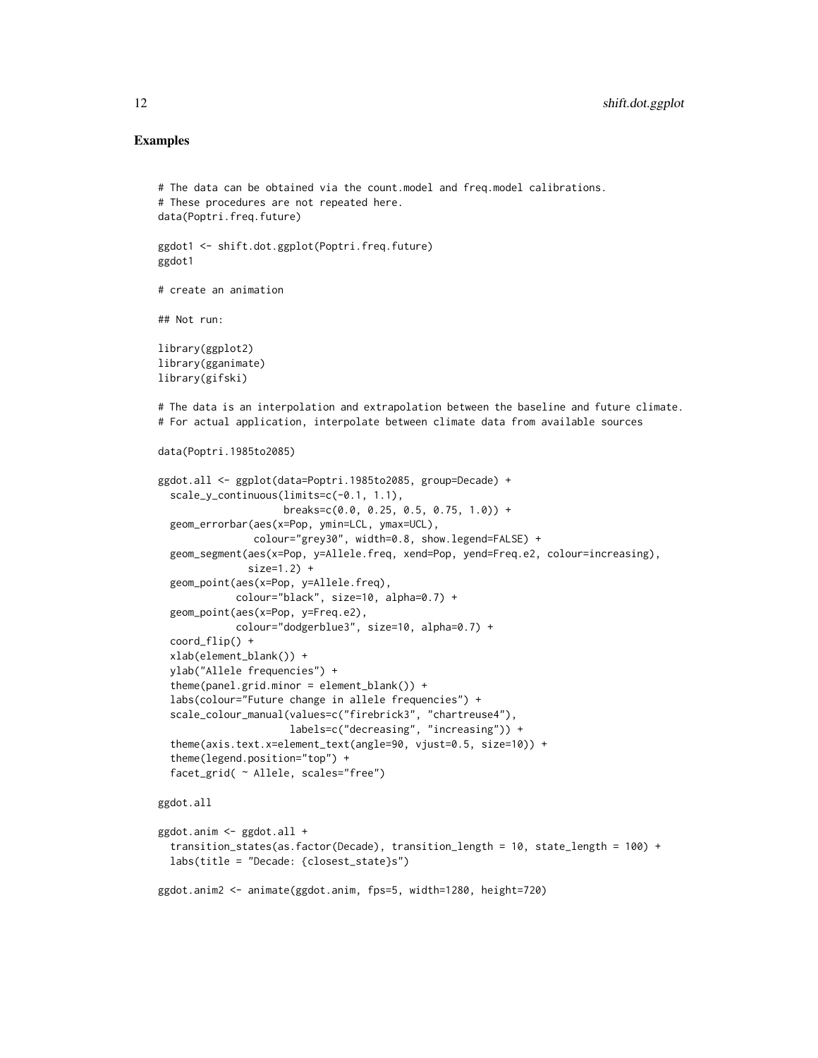## Examples

```
# The data can be obtained via the count.model and freq.model calibrations.
# These procedures are not repeated here.
data(Poptri.freq.future)

ggdot1 <- shift.dot.ggplot(Poptri.freq.future)
ggdot1

# create an animation

## Not run:

library(ggplot2)
library(gganimate)
library(gifski)

# The data is an interpolation and extrapolation between the baseline and future climate.
# For actual application, interpolate between climate data from available sources

data(Poptri.1985to2085)

ggdot.all <- ggplot(data=Poptri.1985to2085, group=Decade) +
  scale_y_continuous(limits=c(-0.1, 1.1),
                     breaks=c(0.0, 0.25, 0.5, 0.75, 1.0)) +
  geom_errorbar(aes(x=Pop, ymin=LCL, ymax=UCL),
                colour="grey30", width=0.8, show.legend=FALSE) +
  geom_segment(aes(x=Pop, y=Allele.freq, xend=Pop, yend=Freq.e2, colour=increasing),
               size=1.2) +
  geom_point(aes(x=Pop, y=Allele.freq),
             colour="black", size=10, alpha=0.7) +
  geom_point(aes(x=Pop, y=Freq.e2),
             colour="dodgerblue3", size=10, alpha=0.7) +
  coord_flip() +
  xlab(element_blank()) +
  ylab("Allele frequencies") +
  theme(panel.grid.minor = element_blank()) +
  labs(colour="Future change in allele frequencies") +
  scale_colour_manual(values=c("firebrick3", "chartreuse4"),
                      labels=c("decreasing", "increasing")) +
  theme(axis.text.x=element_text(angle=90, vjust=0.5, size=10)) +
  theme(legend.position="top") +
  facet_grid( ~ Allele, scales="free")

ggdot.all

ggdot.anim <- ggdot.all +
  transition_states(as.factor(Decade), transition_length = 10, state_length = 100) +
  labs(title = "Decade: {closest_state}s")

ggdot.anim2 <- animate(ggdot.anim, fps=5, width=1280, height=720)
```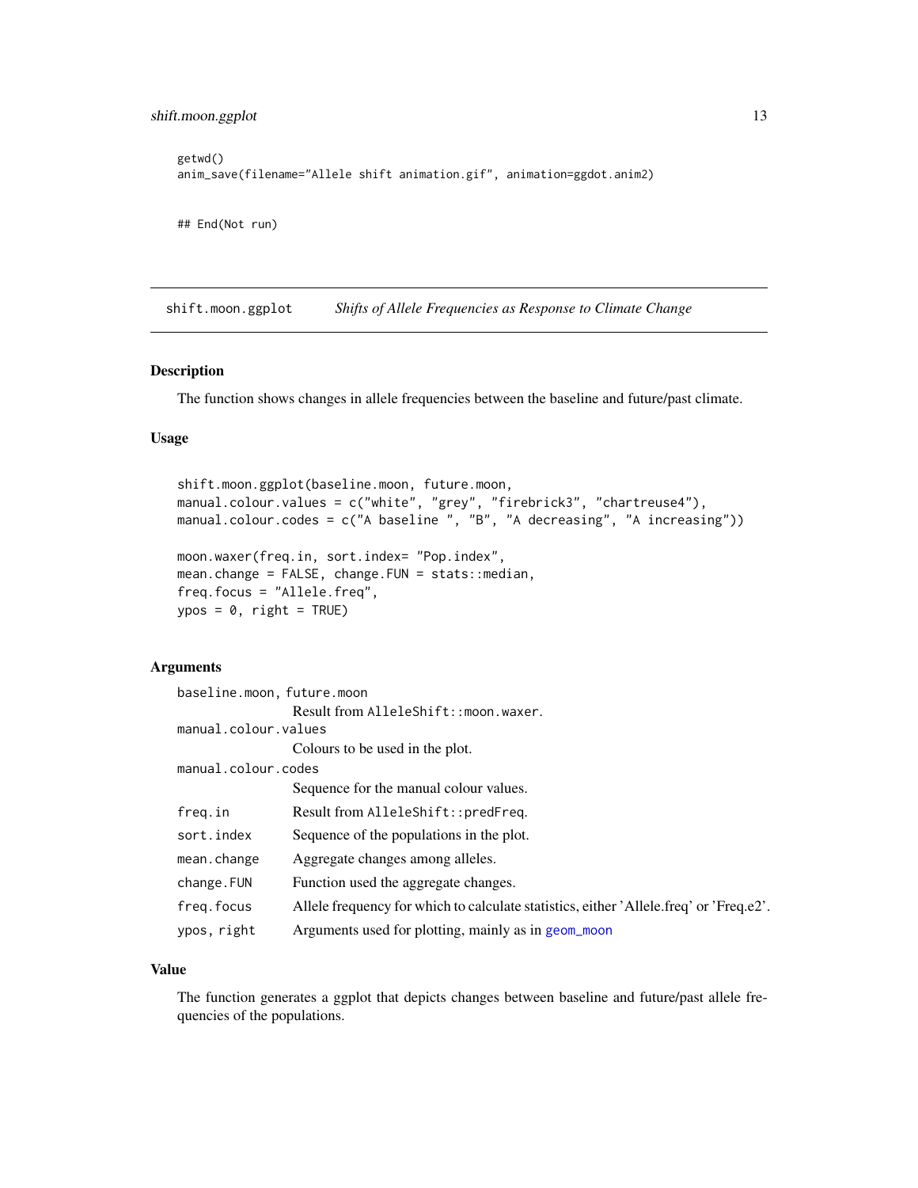```
getwd()
anim_save(filename="Allele shift animation.gif", animation=ggdot.anim2)


## End(Not run)
```

## shift.moon.ggplot *Shifts of Allele Frequencies as Response to Climate Change*

### Description

The function shows changes in allele frequencies between the baseline and future/past climate.

### Usage

```
shift.moon.ggplot(baseline.moon, future.moon,
manual.colour.values = c("white", "grey", "firebrick3", "chartreuse4"),
manual.colour.codes = c("A baseline ", "B", "A decreasing", "A increasing"))

moon.waxer(freq.in, sort.index= "Pop.index",
mean.change = FALSE, change.FUN = stats::median,
freq.focus = "Allele.freq",
ypos = 0, right = TRUE)
```

### Arguments

| | |
|---|---|
| `baseline.moon, future.moon` | Result from `AlleleShift::moon.waxer`. |
| `manual.colour.values` | Colours to be used in the plot. |
| `manual.colour.codes` | Sequence for the manual colour values. |
| `freq.in` | Result from `AlleleShift::predFreq`. |
| `sort.index` | Sequence of the populations in the plot. |
| `mean.change` | Aggregate changes among alleles. |
| `change.FUN` | Function used the aggregate changes. |
| `freq.focus` | Allele frequency for which to calculate statistics, either 'Allele.freq' or 'Freq.e2'. |
| `ypos, right` | Arguments used for plotting, mainly as in `geom_moon` |

### Value

The function generates a ggplot that depicts changes between baseline and future/past allele frequencies of the populations.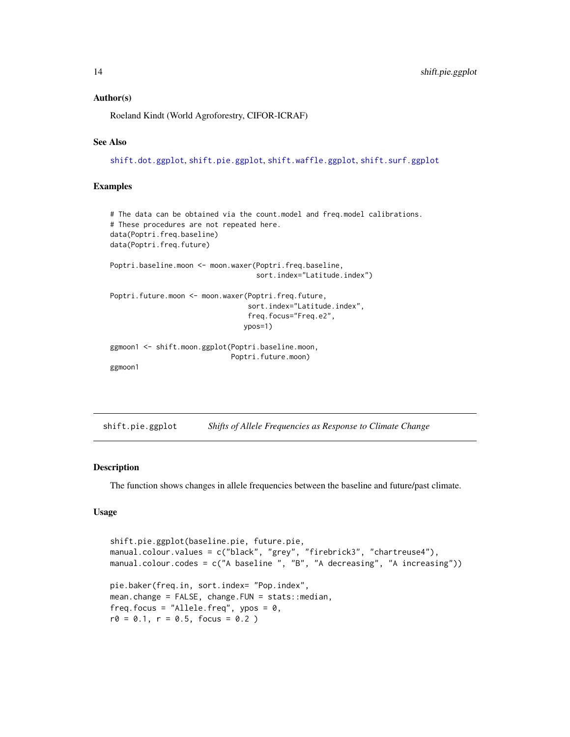### Author(s)

Roeland Kindt (World Agroforestry, CIFOR-ICRAF)

### See Also

shift.dot.ggplot, shift.pie.ggplot, shift.waffle.ggplot, shift.surf.ggplot

### Examples

```
# The data can be obtained via the count.model and freq.model calibrations.
# These procedures are not repeated here.
data(Poptri.freq.baseline)
data(Poptri.freq.future)

Poptri.baseline.moon <- moon.waxer(Poptri.freq.baseline,
                                   sort.index="Latitude.index")

Poptri.future.moon <- moon.waxer(Poptri.freq.future,
                                 sort.index="Latitude.index",
                                 freq.focus="Freq.e2",
                                ypos=1)

ggmoon1 <- shift.moon.ggplot(Poptri.baseline.moon,
                             Poptri.future.moon)
ggmoon1
```

---

## shift.pie.ggplot    *Shifts of Allele Frequencies as Response to Climate Change*

### Description

The function shows changes in allele frequencies between the baseline and future/past climate.

### Usage

```
shift.pie.ggplot(baseline.pie, future.pie,
manual.colour.values = c("black", "grey", "firebrick3", "chartreuse4"),
manual.colour.codes = c("A baseline ", "B", "A decreasing", "A increasing"))

pie.baker(freq.in, sort.index= "Pop.index",
mean.change = FALSE, change.FUN = stats::median,
freq.focus = "Allele.freq", ypos = 0,
r0 = 0.1, r = 0.5, focus = 0.2 )
```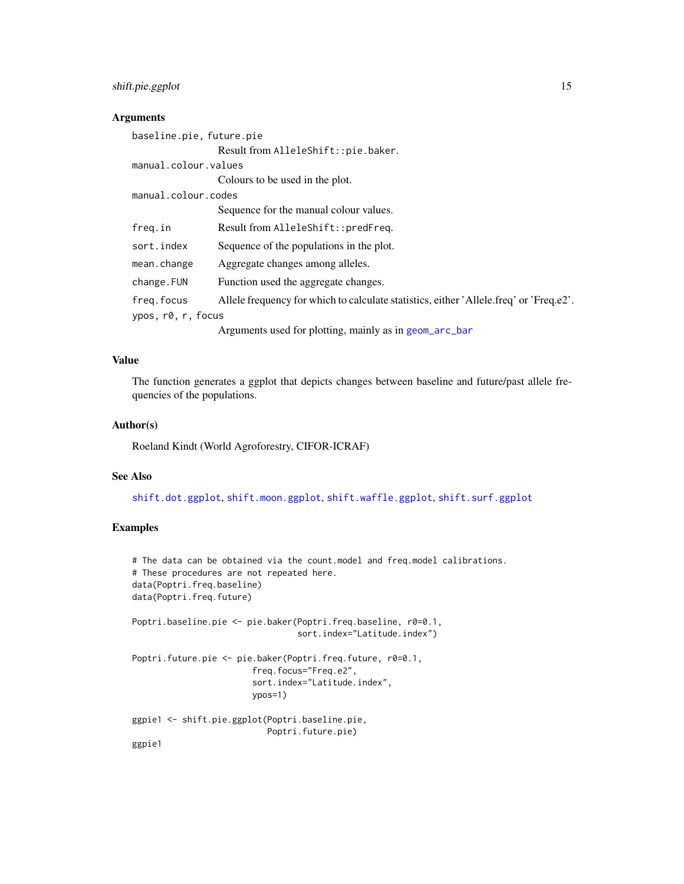### Arguments

baseline.pie, future.pie
: Result from `AlleleShift::pie.baker`.

manual.colour.values
: Colours to be used in the plot.

manual.colour.codes
: Sequence for the manual colour values.

freq.in
: Result from `AlleleShift::predFreq`.

sort.index
: Sequence of the populations in the plot.

mean.change
: Aggregate changes among alleles.

change.FUN
: Function used the aggregate changes.

freq.focus
: Allele frequency for which to calculate statistics, either 'Allele.freq' or 'Freq.e2'.

ypos, r0, r, focus
: Arguments used for plotting, mainly as in `geom_arc_bar`

### Value

The function generates a ggplot that depicts changes between baseline and future/past allele frequencies of the populations.

### Author(s)

Roeland Kindt (World Agroforestry, CIFOR-ICRAF)

### See Also

`shift.dot.ggplot`, `shift.moon.ggplot`, `shift.waffle.ggplot`, `shift.surf.ggplot`

### Examples

```
# The data can be obtained via the count.model and freq.model calibrations.
# These procedures are not repeated here.
data(Poptri.freq.baseline)
data(Poptri.freq.future)

Poptri.baseline.pie <- pie.baker(Poptri.freq.baseline, r0=0.1,
                                 sort.index="Latitude.index")

Poptri.future.pie <- pie.baker(Poptri.freq.future, r0=0.1,
                       freq.focus="Freq.e2",
                       sort.index="Latitude.index",
                       ypos=1)

ggpie1 <- shift.pie.ggplot(Poptri.baseline.pie,
                           Poptri.future.pie)
ggpie1
```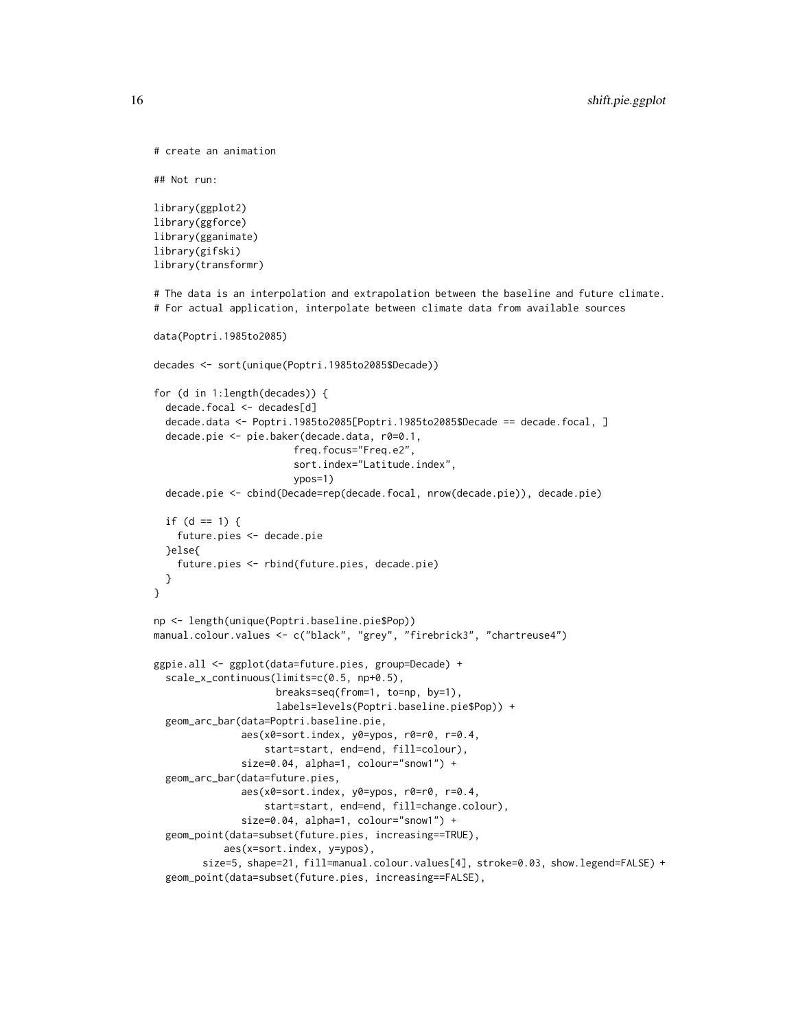```
# create an animation

## Not run:

library(ggplot2)
library(ggforce)
library(gganimate)
library(gifski)
library(transformr)

# The data is an interpolation and extrapolation between the baseline and future climate.
# For actual application, interpolate between climate data from available sources

data(Poptri.1985to2085)

decades <- sort(unique(Poptri.1985to2085$Decade))

for (d in 1:length(decades)) {
  decade.focal <- decades[d]
  decade.data <- Poptri.1985to2085[Poptri.1985to2085$Decade == decade.focal, ]
  decade.pie <- pie.baker(decade.data, r0=0.1,
                          freq.focus="Freq.e2",
                          sort.index="Latitude.index",
                          ypos=1)
  decade.pie <- cbind(Decade=rep(decade.focal, nrow(decade.pie)), decade.pie)

  if (d == 1) {
    future.pies <- decade.pie
  }else{
    future.pies <- rbind(future.pies, decade.pie)
  }
}

np <- length(unique(Poptri.baseline.pie$Pop))
manual.colour.values <- c("black", "grey", "firebrick3", "chartreuse4")

ggpie.all <- ggplot(data=future.pies, group=Decade) +
  scale_x_continuous(limits=c(0.5, np+0.5),
                     breaks=seq(from=1, to=np, by=1),
                     labels=levels(Poptri.baseline.pie$Pop)) +
  geom_arc_bar(data=Poptri.baseline.pie,
               aes(x0=sort.index, y0=ypos, r0=r0, r=0.4,
                   start=start, end=end, fill=colour),
               size=0.04, alpha=1, colour="snow1") +
  geom_arc_bar(data=future.pies,
               aes(x0=sort.index, y0=ypos, r0=r0, r=0.4,
                   start=start, end=end, fill=change.colour),
               size=0.04, alpha=1, colour="snow1") +
  geom_point(data=subset(future.pies, increasing==TRUE),
             aes(x=sort.index, y=ypos),
         size=5, shape=21, fill=manual.colour.values[4], stroke=0.03, show.legend=FALSE) +
  geom_point(data=subset(future.pies, increasing==FALSE),
```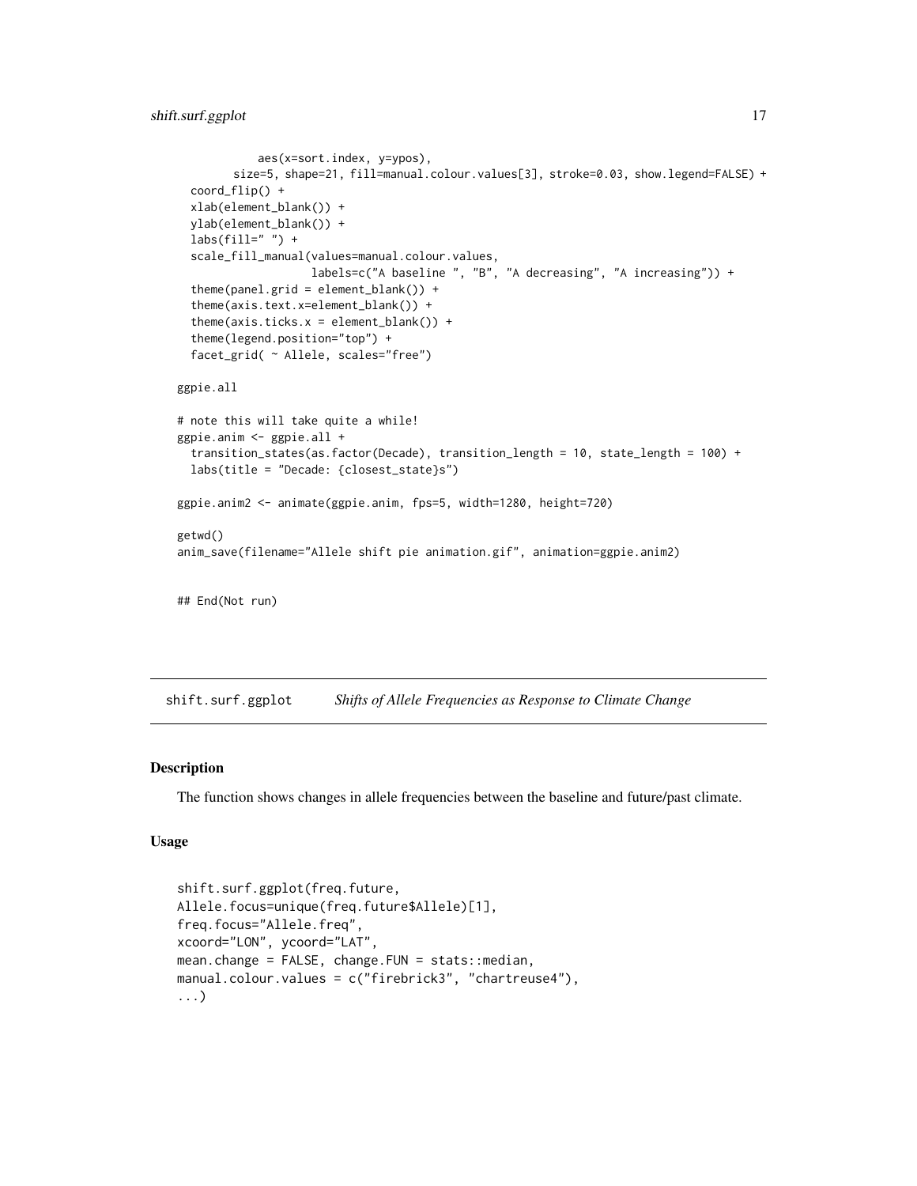```
            aes(x=sort.index, y=ypos),
        size=5, shape=21, fill=manual.colour.values[3], stroke=0.03, show.legend=FALSE) +
  coord_flip() +
  xlab(element_blank()) +
  ylab(element_blank()) +
  labs(fill=" ") +
  scale_fill_manual(values=manual.colour.values,
                    labels=c("A baseline ", "B", "A decreasing", "A increasing")) +
  theme(panel.grid = element_blank()) +
  theme(axis.text.x=element_blank()) +
  theme(axis.ticks.x = element_blank()) +
  theme(legend.position="top") +
  facet_grid( ~ Allele, scales="free")

ggpie.all

# note this will take quite a while!
ggpie.anim <- ggpie.all +
  transition_states(as.factor(Decade), transition_length = 10, state_length = 100) +
  labs(title = "Decade: {closest_state}s")

ggpie.anim2 <- animate(ggpie.anim, fps=5, width=1280, height=720)

getwd()
anim_save(filename="Allele shift pie animation.gif", animation=ggpie.anim2)

## End(Not run)
```

## shift.surf.ggplot *Shifts of Allele Frequencies as Response to Climate Change*

### Description

The function shows changes in allele frequencies between the baseline and future/past climate.

### Usage

```
shift.surf.ggplot(freq.future,
Allele.focus=unique(freq.future$Allele)[1],
freq.focus="Allele.freq",
xcoord="LON", ycoord="LAT",
mean.change = FALSE, change.FUN = stats::median,
manual.colour.values = c("firebrick3", "chartreuse4"),
...)
```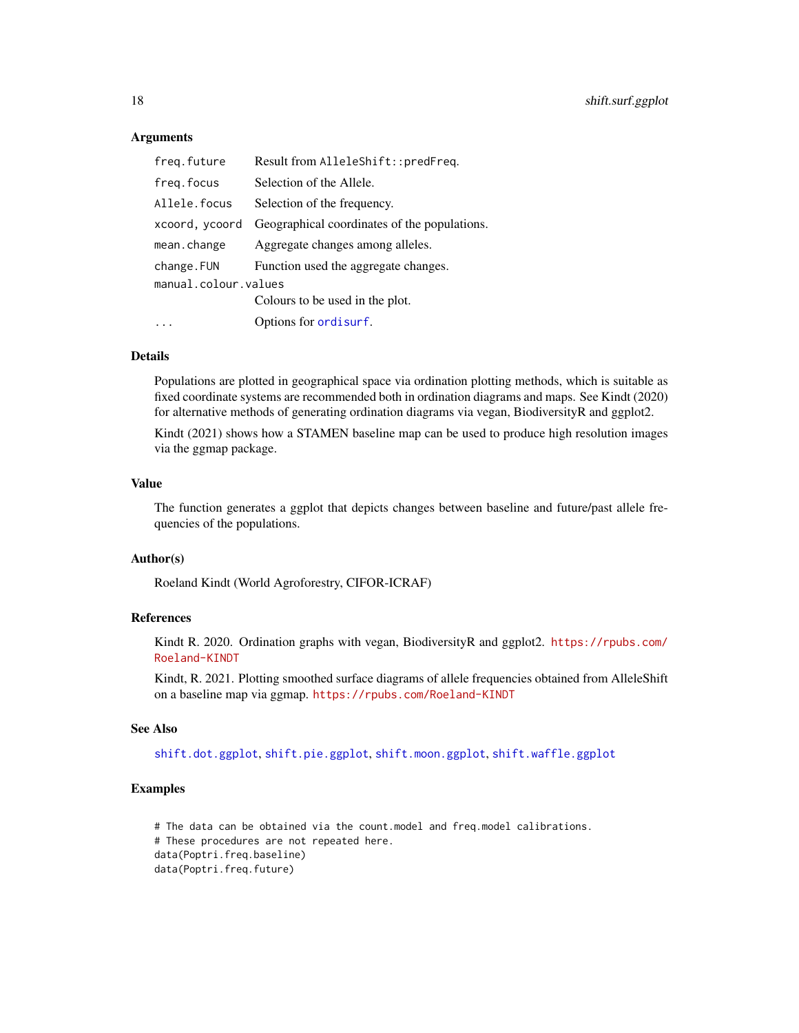### Arguments

| | |
|---|---|
| `freq.future` | Result from `AlleleShift::predFreq`. |
| `freq.focus` | Selection of the Allele. |
| `Allele.focus` | Selection of the frequency. |
| `xcoord, ycoord` | Geographical coordinates of the populations. |
| `mean.change` | Aggregate changes among alleles. |
| `change.FUN` | Function used the aggregate changes. |
| `manual.colour.values` | Colours to be used in the plot. |
| `...` | Options for `ordisurf`. |

### Details

Populations are plotted in geographical space via ordination plotting methods, which is suitable as fixed coordinate systems are recommended both in ordination diagrams and maps. See Kindt (2020) for alternative methods of generating ordination diagrams via vegan, BiodiversityR and ggplot2.

Kindt (2021) shows how a STAMEN baseline map can be used to produce high resolution images via the ggmap package.

### Value

The function generates a ggplot that depicts changes between baseline and future/past allele frequencies of the populations.

### Author(s)

Roeland Kindt (World Agroforestry, CIFOR-ICRAF)

### References

Kindt R. 2020. Ordination graphs with vegan, BiodiversityR and ggplot2. https://rpubs.com/Roeland-KINDT

Kindt, R. 2021. Plotting smoothed surface diagrams of allele frequencies obtained from AlleleShift on a baseline map via ggmap. https://rpubs.com/Roeland-KINDT

### See Also

`shift.dot.ggplot`, `shift.pie.ggplot`, `shift.moon.ggplot`, `shift.waffle.ggplot`

### Examples

```
# The data can be obtained via the count.model and freq.model calibrations.
# These procedures are not repeated here.
data(Poptri.freq.baseline)
data(Poptri.freq.future)
```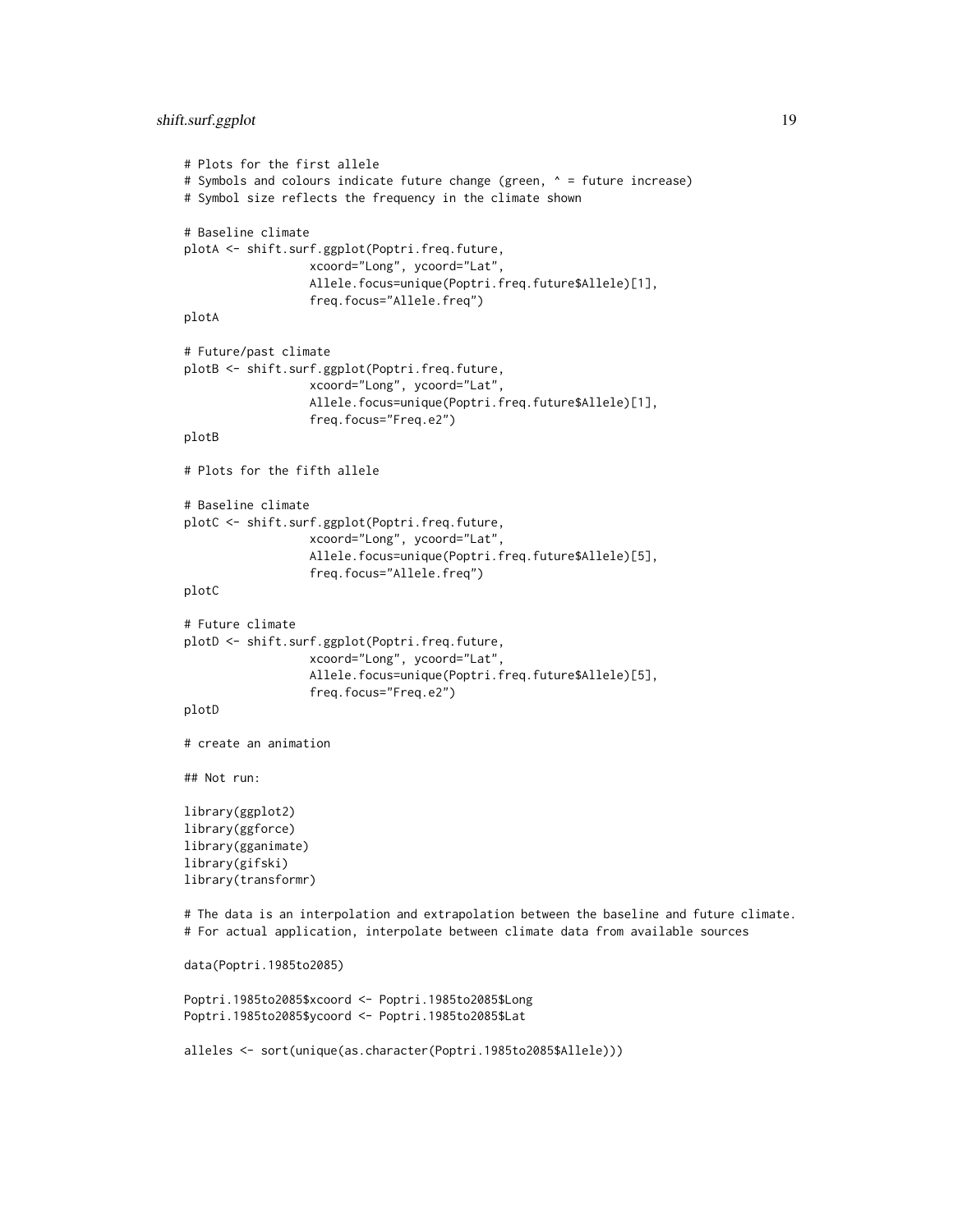```
# Plots for the first allele
# Symbols and colours indicate future change (green, ^ = future increase)
# Symbol size reflects the frequency in the climate shown

# Baseline climate
plotA <- shift.surf.ggplot(Poptri.freq.future,
                  xcoord="Long", ycoord="Lat",
                  Allele.focus=unique(Poptri.freq.future$Allele)[1],
                  freq.focus="Allele.freq")
plotA

# Future/past climate
plotB <- shift.surf.ggplot(Poptri.freq.future,
                  xcoord="Long", ycoord="Lat",
                  Allele.focus=unique(Poptri.freq.future$Allele)[1],
                  freq.focus="Freq.e2")
plotB

# Plots for the fifth allele

# Baseline climate
plotC <- shift.surf.ggplot(Poptri.freq.future,
                  xcoord="Long", ycoord="Lat",
                  Allele.focus=unique(Poptri.freq.future$Allele)[5],
                  freq.focus="Allele.freq")
plotC

# Future climate
plotD <- shift.surf.ggplot(Poptri.freq.future,
                  xcoord="Long", ycoord="Lat",
                  Allele.focus=unique(Poptri.freq.future$Allele)[5],
                  freq.focus="Freq.e2")
plotD

# create an animation

## Not run:

library(ggplot2)
library(ggforce)
library(gganimate)
library(gifski)
library(transformr)

# The data is an interpolation and extrapolation between the baseline and future climate.
# For actual application, interpolate between climate data from available sources

data(Poptri.1985to2085)

Poptri.1985to2085$xcoord <- Poptri.1985to2085$Long
Poptri.1985to2085$ycoord <- Poptri.1985to2085$Lat

alleles <- sort(unique(as.character(Poptri.1985to2085$Allele)))
```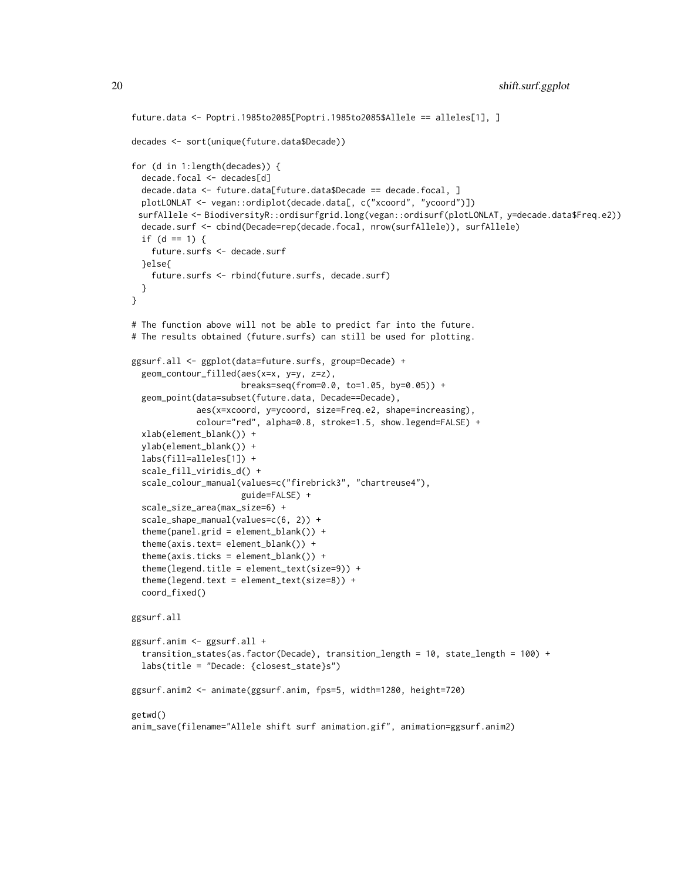```
future.data <- Poptri.1985to2085[Poptri.1985to2085$Allele == alleles[1], ]

decades <- sort(unique(future.data$Decade))

for (d in 1:length(decades)) {
  decade.focal <- decades[d]
  decade.data <- future.data[future.data$Decade == decade.focal, ]
  plotLONLAT <- vegan::ordiplot(decade.data[, c("xcoord", "ycoord")])
 surfAllele <- BiodiversityR::ordisurfgrid.long(vegan::ordisurf(plotLONLAT, y=decade.data$Freq.e2))
  decade.surf <- cbind(Decade=rep(decade.focal, nrow(surfAllele)), surfAllele)
  if (d == 1) {
    future.surfs <- decade.surf
  }else{
    future.surfs <- rbind(future.surfs, decade.surf)
  }
}

# The function above will not be able to predict far into the future.
# The results obtained (future.surfs) can still be used for plotting.

ggsurf.all <- ggplot(data=future.surfs, group=Decade) +
  geom_contour_filled(aes(x=x, y=y, z=z),
                      breaks=seq(from=0.0, to=1.05, by=0.05)) +
  geom_point(data=subset(future.data, Decade==Decade),
             aes(x=xcoord, y=ycoord, size=Freq.e2, shape=increasing),
             colour="red", alpha=0.8, stroke=1.5, show.legend=FALSE) +
  xlab(element_blank()) +
  ylab(element_blank()) +
  labs(fill=alleles[1]) +
  scale_fill_viridis_d() +
  scale_colour_manual(values=c("firebrick3", "chartreuse4"),
                      guide=FALSE) +
  scale_size_area(max_size=6) +
  scale_shape_manual(values=c(6, 2)) +
  theme(panel.grid = element_blank()) +
  theme(axis.text= element_blank()) +
  theme(axis.ticks = element_blank()) +
  theme(legend.title = element_text(size=9)) +
  theme(legend.text = element_text(size=8)) +
  coord_fixed()

ggsurf.all

ggsurf.anim <- ggsurf.all +
  transition_states(as.factor(Decade), transition_length = 10, state_length = 100) +
  labs(title = "Decade: {closest_state}s")

ggsurf.anim2 <- animate(ggsurf.anim, fps=5, width=1280, height=720)

getwd()
anim_save(filename="Allele shift surf animation.gif", animation=ggsurf.anim2)
```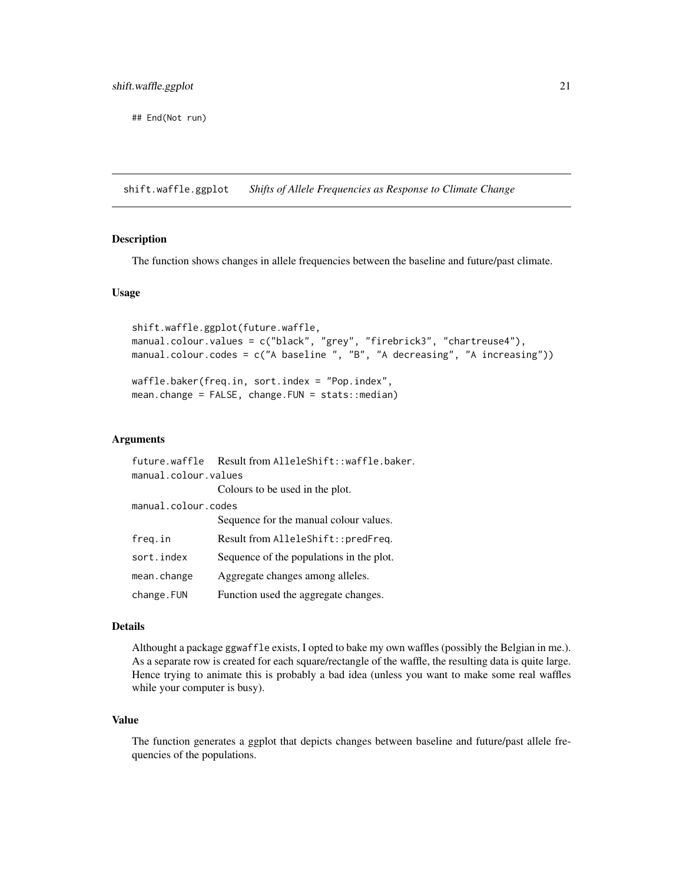```
## End(Not run)
```

## shift.waffle.ggplot *Shifts of Allele Frequencies as Response to Climate Change*

### Description

The function shows changes in allele frequencies between the baseline and future/past climate.

### Usage

```
shift.waffle.ggplot(future.waffle,
manual.colour.values = c("black", "grey", "firebrick3", "chartreuse4"),
manual.colour.codes = c("A baseline ", "B", "A decreasing", "A increasing"))

waffle.baker(freq.in, sort.index = "Pop.index",
mean.change = FALSE, change.FUN = stats::median)
```

### Arguments

| | |
|---|---|
| `future.waffle` | Result from `AlleleShift::waffle.baker`. |
| `manual.colour.values` | Colours to be used in the plot. |
| `manual.colour.codes` | Sequence for the manual colour values. |
| `freq.in` | Result from `AlleleShift::predFreq`. |
| `sort.index` | Sequence of the populations in the plot. |
| `mean.change` | Aggregate changes among alleles. |
| `change.FUN` | Function used the aggregate changes. |

### Details

Althought a package `ggwaffle` exists, I opted to bake my own waffles (possibly the Belgian in me.). As a separate row is created for each square/rectangle of the waffle, the resulting data is quite large. Hence trying to animate this is probably a bad idea (unless you want to make some real waffles while your computer is busy).

### Value

The function generates a ggplot that depicts changes between baseline and future/past allele frequencies of the populations.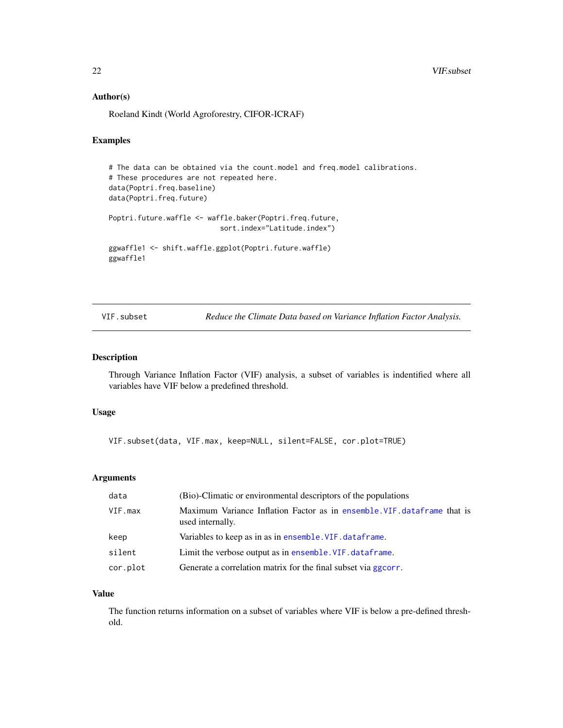### Author(s)

Roeland Kindt (World Agroforestry, CIFOR-ICRAF)

### Examples

```
# The data can be obtained via the count.model and freq.model calibrations.
# These procedures are not repeated here.
data(Poptri.freq.baseline)
data(Poptri.freq.future)

Poptri.future.waffle <- waffle.baker(Poptri.freq.future,
                            sort.index="Latitude.index")

ggwaffle1 <- shift.waffle.ggplot(Poptri.future.waffle)
ggwaffle1
```

---

## VIF.subset — *Reduce the Climate Data based on Variance Inflation Factor Analysis.*

---

### Description

Through Variance Inflation Factor (VIF) analysis, a subset of variables is indentified where all variables have VIF below a predefined threshold.

### Usage

```
VIF.subset(data, VIF.max, keep=NULL, silent=FALSE, cor.plot=TRUE)
```

### Arguments

| | |
|---|---|
| `data` | (Bio)-Climatic or environmental descriptors of the populations |
| `VIF.max` | Maximum Variance Inflation Factor as in `ensemble.VIF.dataframe` that is used internally. |
| `keep` | Variables to keep as in as in `ensemble.VIF.dataframe`. |
| `silent` | Limit the verbose output as in `ensemble.VIF.dataframe`. |
| `cor.plot` | Generate a correlation matrix for the final subset via `ggcorr`. |

### Value

The function returns information on a subset of variables where VIF is below a pre-defined threshold.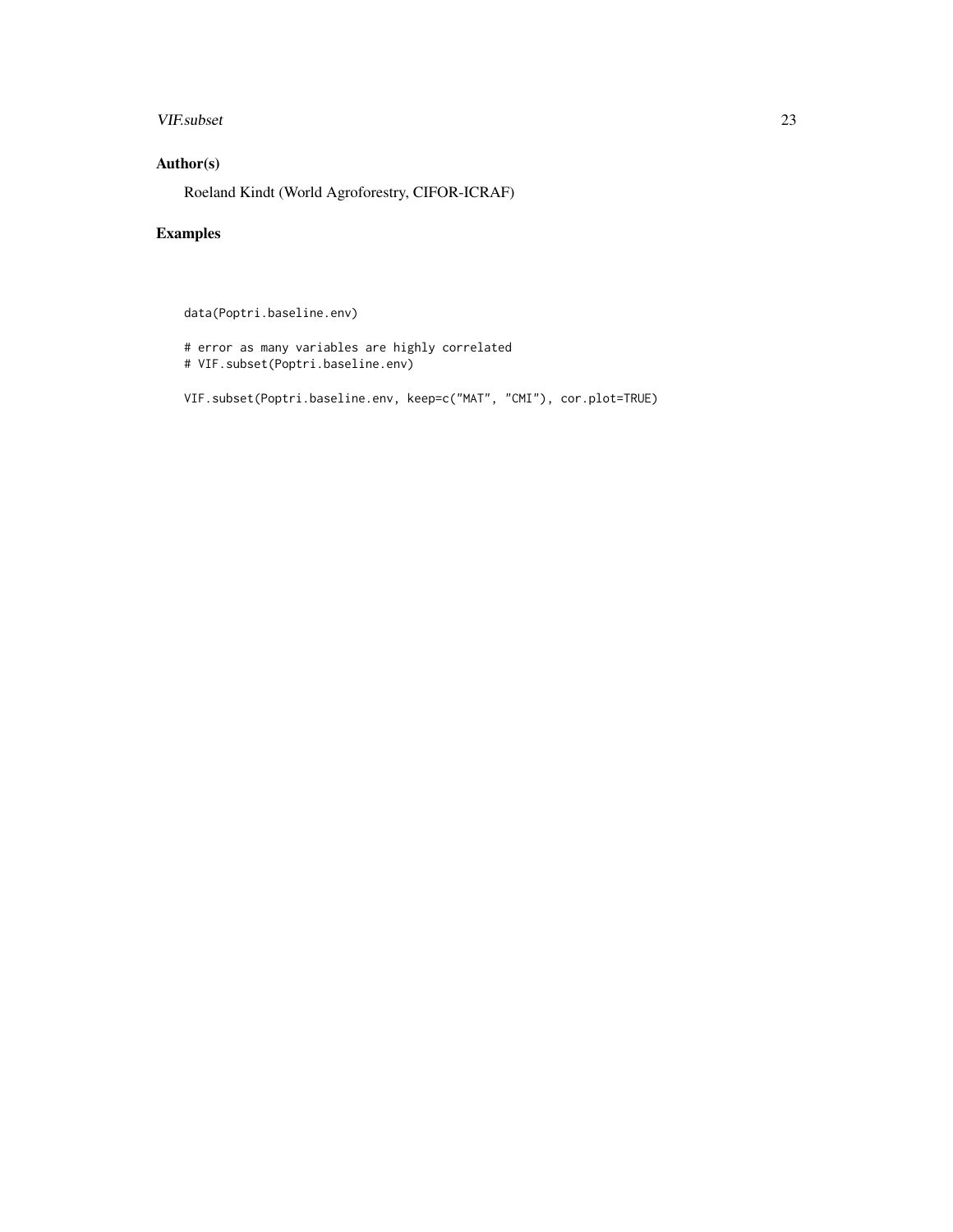## Author(s)

Roeland Kindt (World Agroforestry, CIFOR-ICRAF)

## Examples

```
data(Poptri.baseline.env)

# error as many variables are highly correlated
# VIF.subset(Poptri.baseline.env)

VIF.subset(Poptri.baseline.env, keep=c("MAT", "CMI"), cor.plot=TRUE)
```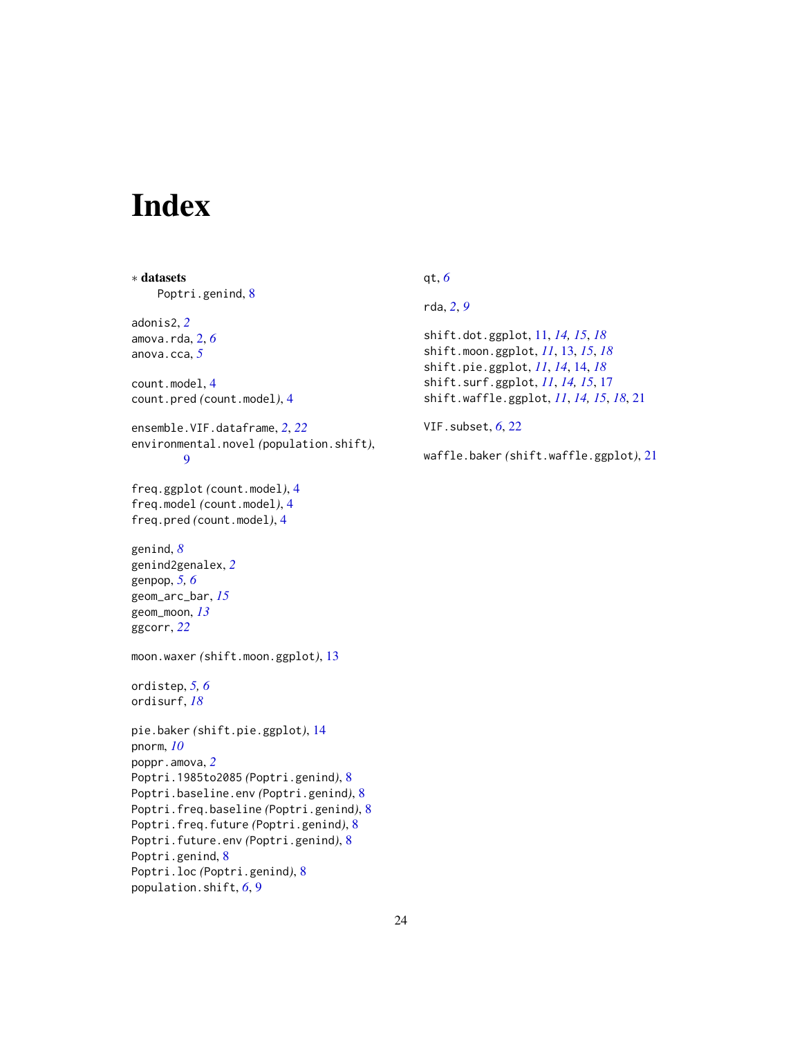# Index

∗ **datasets**
    Poptri.genind, 8

adonis2, *2*
amova.rda, 2, *6*
anova.cca, *5*

count.model, 4
count.pred *(*count.model*)*, 4

ensemble.VIF.dataframe, *2*, *22*
environmental.novel *(*population.shift*)*, 9

freq.ggplot *(*count.model*)*, 4
freq.model *(*count.model*)*, 4
freq.pred *(*count.model*)*, 4

genind, *8*
genind2genalex, *2*
genpop, *5, 6*
geom_arc_bar, *15*
geom_moon, *13*
ggcorr, *22*

moon.waxer *(*shift.moon.ggplot*)*, 13

ordistep, *5, 6*
ordisurf, *18*

pie.baker *(*shift.pie.ggplot*)*, 14
pnorm, *10*
poppr.amova, *2*
Poptri.1985to2085 *(*Poptri.genind*)*, 8
Poptri.baseline.env *(*Poptri.genind*)*, 8
Poptri.freq.baseline *(*Poptri.genind*)*, 8
Poptri.freq.future *(*Poptri.genind*)*, 8
Poptri.future.env *(*Poptri.genind*)*, 8
Poptri.genind, 8
Poptri.loc *(*Poptri.genind*)*, 8
population.shift, *6*, 9

qt, *6*

rda, *2*, *9*

shift.dot.ggplot, 11, *14, 15*, *18*
shift.moon.ggplot, *11*, 13, *15*, *18*
shift.pie.ggplot, *11*, *14*, 14, *18*
shift.surf.ggplot, *11*, *14, 15*, 17
shift.waffle.ggplot, *11*, *14, 15*, *18*, 21

VIF.subset, *6*, 22

waffle.baker *(*shift.waffle.ggplot*)*, 21